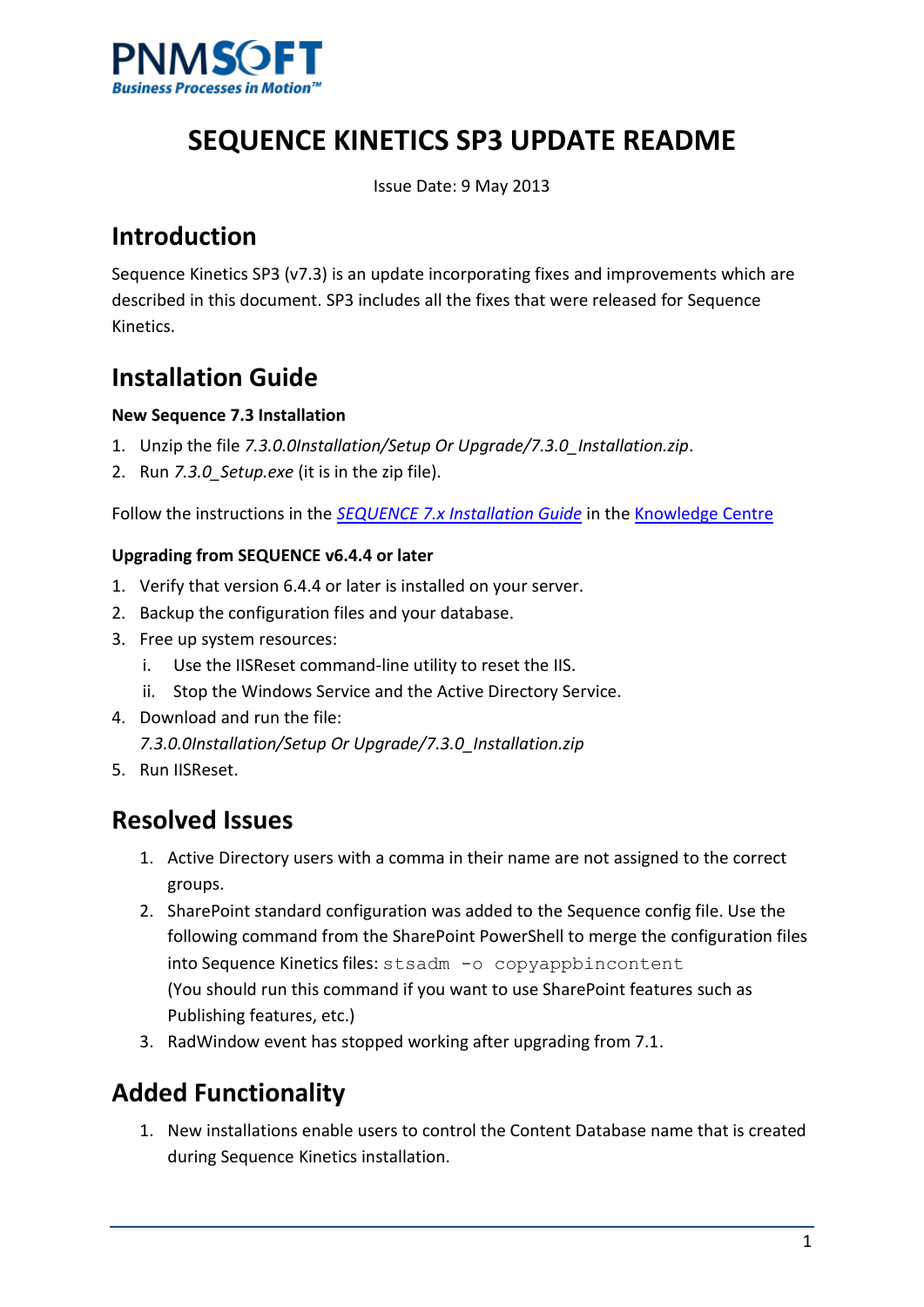PNMSOFT
*Business Processes in Motion™*

# SEQUENCE KINETICS SP3 UPDATE README

Issue Date: 9 May 2013

## Introduction

Sequence Kinetics SP3 (v7.3) is an update incorporating fixes and improvements which are described in this document. SP3 includes all the fixes that were released for Sequence Kinetics.

## Installation Guide

**New Sequence 7.3 Installation**

1. Unzip the file *7.3.0.0Installation/Setup Or Upgrade/7.3.0_Installation.zip*.
2. Run *7.3.0_Setup.exe* (it is in the zip file).

Follow the instructions in the [*SEQUENCE 7.x Installation Guide*]() in the [Knowledge Centre]()

**Upgrading from SEQUENCE v6.4.4 or later**

1. Verify that version 6.4.4 or later is installed on your server.
2. Backup the configuration files and your database.
3. Free up system resources:
   i. Use the IISReset command-line utility to reset the IIS.
   ii. Stop the Windows Service and the Active Directory Service.
4. Download and run the file:
   *7.3.0.0Installation/Setup Or Upgrade/7.3.0_Installation.zip*
5. Run IISReset.

## Resolved Issues

1. Active Directory users with a comma in their name are not assigned to the correct groups.
2. SharePoint standard configuration was added to the Sequence config file. Use the following command from the SharePoint PowerShell to merge the configuration files into Sequence Kinetics files: `stsadm -o copyappbincontent`
   (You should run this command if you want to use SharePoint features such as Publishing features, etc.)
3. RadWindow event has stopped working after upgrading from 7.1.

## Added Functionality

1. New installations enable users to control the Content Database name that is created during Sequence Kinetics installation.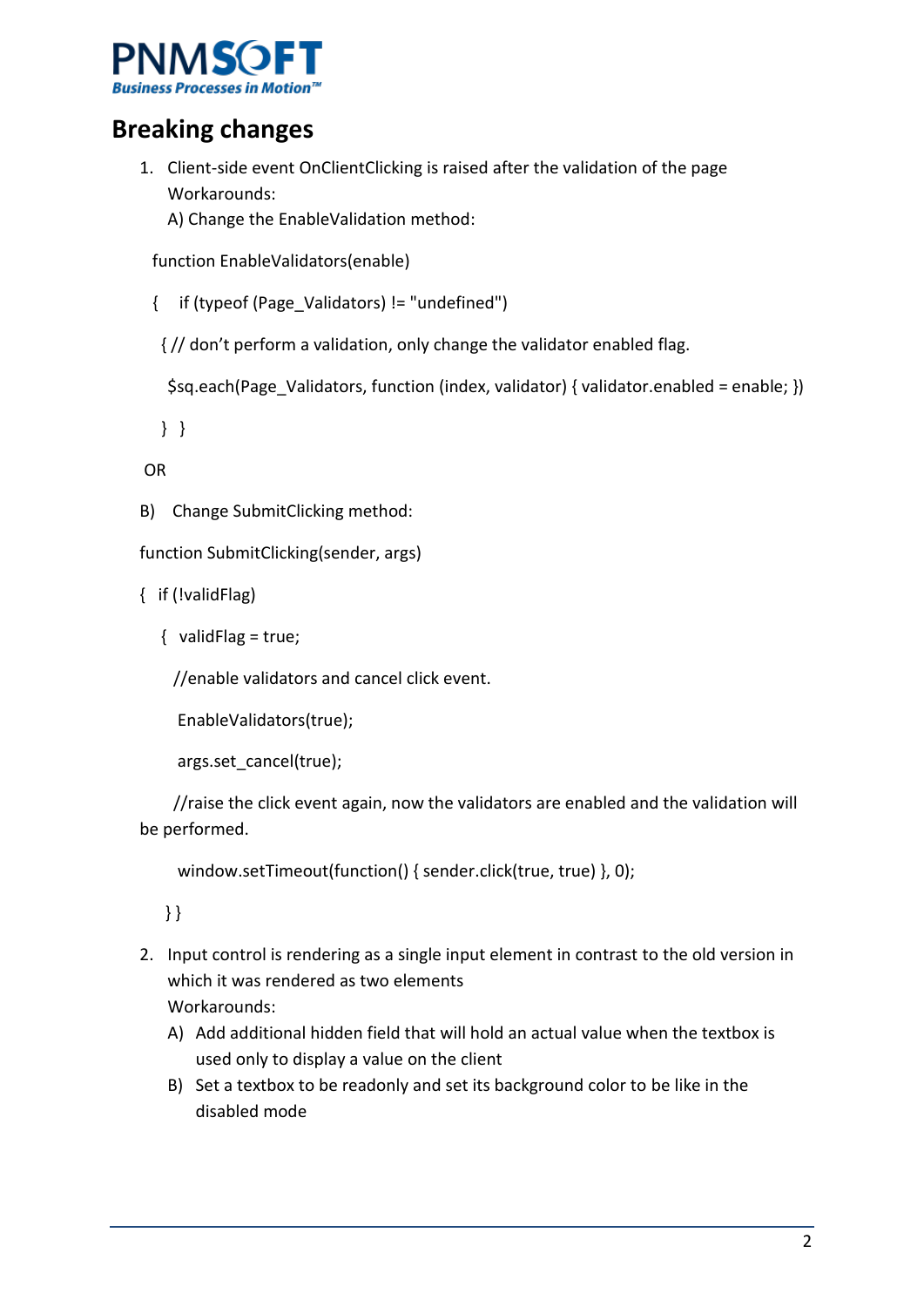## Breaking changes

1. Client-side event OnClientClicking is raised after the validation of the page
   Workarounds:
   A) Change the EnableValidation method:

```
function EnableValidators(enable)
{    if (typeof (Page_Validators) != "undefined")
   { // don't perform a validation, only change the validator enabled flag.
     $sq.each(Page_Validators, function (index, validator) { validator.enabled = enable; })
   }  }
```

OR

B) Change SubmitClicking method:

```
function SubmitClicking(sender, args)
{  if (!validFlag)
   {  validFlag = true;
      //enable validators and cancel click event.
      EnableValidators(true);
      args.set_cancel(true);
      //raise the click event again, now the validators are enabled and the validation will be performed.
      window.setTimeout(function() { sender.click(true, true) }, 0);
   } }
```

2. Input control is rendering as a single input element in contrast to the old version in which it was rendered as two elements
   Workarounds:
   A) Add additional hidden field that will hold an actual value when the textbox is used only to display a value on the client
   B) Set a textbox to be readonly and set its background color to be like in the disabled mode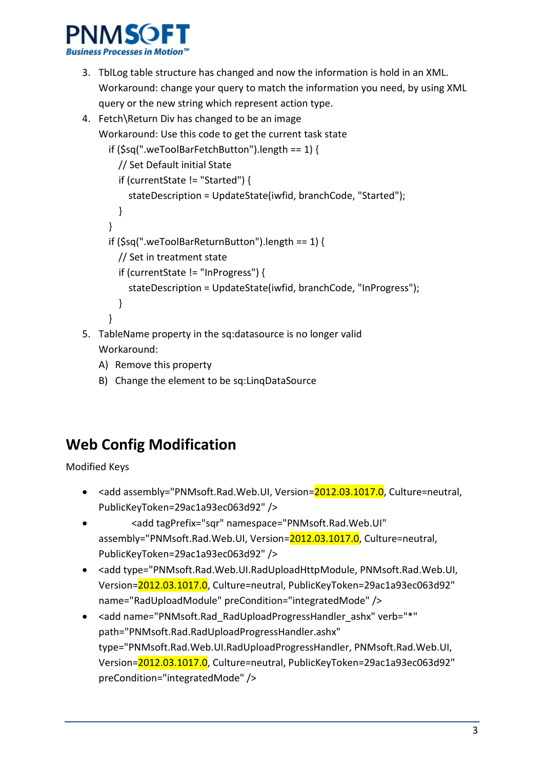3. TblLog table structure has changed and now the information is hold in an XML. Workaround: change your query to match the information you need, by using XML query or the new string which represent action type.
4. Fetch\Return Div has changed to be an image
   Workaround: Use this code to get the current task state

```
if ($sq(".weToolBarFetchButton").length == 1) {
  // Set Default initial State
  if (currentState != "Started") {
    stateDescription = UpdateState(iwfid, branchCode, "Started");
  }
}
if ($sq(".weToolBarReturnButton").length == 1) {
  // Set in treatment state
  if (currentState != "InProgress") {
    stateDescription = UpdateState(iwfid, branchCode, "InProgress");
  }
}
```

5. TableName property in the sq:datasource is no longer valid
   Workaround:
   A) Remove this property
   B) Change the element to be sq:LinqDataSource

## Web Config Modification

Modified Keys

- <add assembly="PNMsoft.Rad.Web.UI, Version=2012.03.1017.0, Culture=neutral, PublicKeyToken=29ac1a93ec063d92" />
- <add tagPrefix="sqr" namespace="PNMsoft.Rad.Web.UI" assembly="PNMsoft.Rad.Web.UI, Version=2012.03.1017.0, Culture=neutral, PublicKeyToken=29ac1a93ec063d92" />
- <add type="PNMsoft.Rad.Web.UI.RadUploadHttpModule, PNMsoft.Rad.Web.UI, Version=2012.03.1017.0, Culture=neutral, PublicKeyToken=29ac1a93ec063d92" name="RadUploadModule" preCondition="integratedMode" />
- <add name="PNMsoft.Rad_RadUploadProgressHandler_ashx" verb="*" path="PNMsoft.Rad.RadUploadProgressHandler.ashx" type="PNMsoft.Rad.Web.UI.RadUploadProgressHandler, PNMsoft.Rad.Web.UI, Version=2012.03.1017.0, Culture=neutral, PublicKeyToken=29ac1a93ec063d92" preCondition="integratedMode" />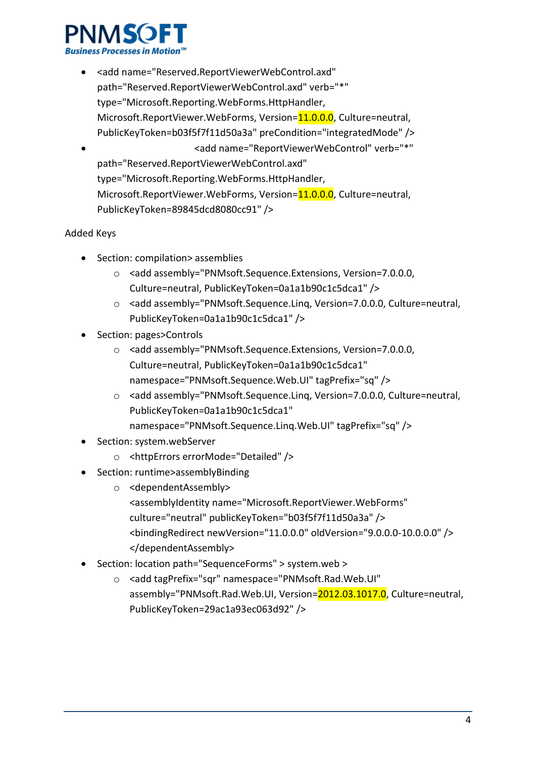- <add name="Reserved.ReportViewerWebControl.axd" path="Reserved.ReportViewerWebControl.axd" verb="*" type="Microsoft.Reporting.WebForms.HttpHandler, Microsoft.ReportViewer.WebForms, Version=11.0.0.0, Culture=neutral, PublicKeyToken=b03f5f7f11d50a3a" preCondition="integratedMode" />
- <add name="ReportViewerWebControl" verb="*" path="Reserved.ReportViewerWebControl.axd" type="Microsoft.Reporting.WebForms.HttpHandler, Microsoft.ReportViewer.WebForms, Version=11.0.0.0, Culture=neutral, PublicKeyToken=89845dcd8080cc91" />

Added Keys

- Section: compilation> assemblies
  - <add assembly="PNMsoft.Sequence.Extensions, Version=7.0.0.0, Culture=neutral, PublicKeyToken=0a1a1b90c1c5dca1" />
  - <add assembly="PNMsoft.Sequence.Linq, Version=7.0.0.0, Culture=neutral, PublicKeyToken=0a1a1b90c1c5dca1" />
- Section: pages>Controls
  - <add assembly="PNMsoft.Sequence.Extensions, Version=7.0.0.0, Culture=neutral, PublicKeyToken=0a1a1b90c1c5dca1" namespace="PNMsoft.Sequence.Web.UI" tagPrefix="sq" />
  - <add assembly="PNMsoft.Sequence.Linq, Version=7.0.0.0, Culture=neutral, PublicKeyToken=0a1a1b90c1c5dca1" namespace="PNMsoft.Sequence.Linq.Web.UI" tagPrefix="sq" />
- Section: system.webServer
  - <httpErrors errorMode="Detailed" />
- Section: runtime>assemblyBinding
  - <dependentAssembly> <assemblyIdentity name="Microsoft.ReportViewer.WebForms" culture="neutral" publicKeyToken="b03f5f7f11d50a3a" /> <bindingRedirect newVersion="11.0.0.0" oldVersion="9.0.0.0-10.0.0.0" /> </dependentAssembly>
- Section: location path="SequenceForms" > system.web >
  - <add tagPrefix="sqr" namespace="PNMsoft.Rad.Web.UI" assembly="PNMsoft.Rad.Web.UI, Version=2012.03.1017.0, Culture=neutral, PublicKeyToken=29ac1a93ec063d92" />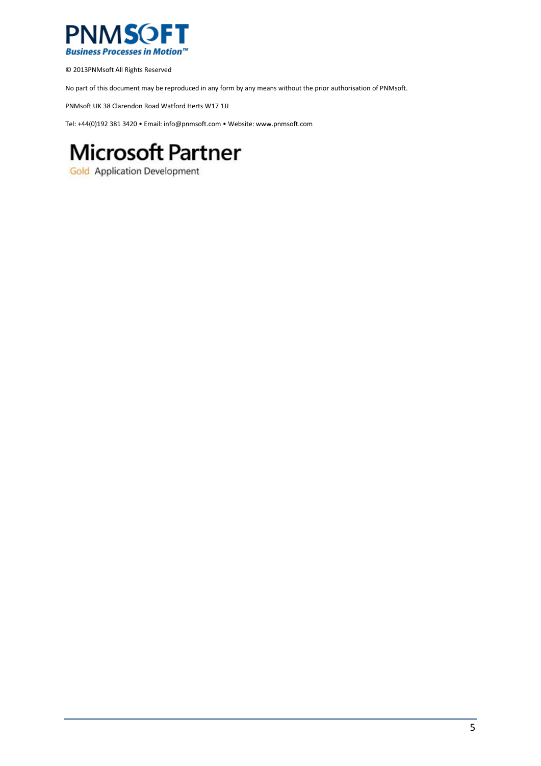PNMSOFT

*Business Processes in Motion™*

© 2013PNMsoft All Rights Reserved

No part of this document may be reproduced in any form by any means without the prior authorisation of PNMsoft.

PNMsoft UK 38 Clarendon Road Watford Herts W17 1JJ

Tel: +44(0)192 381 3420 • Email: info@pnmsoft.com • Website: www.pnmsoft.com

Microsoft Partner

Gold Application Development